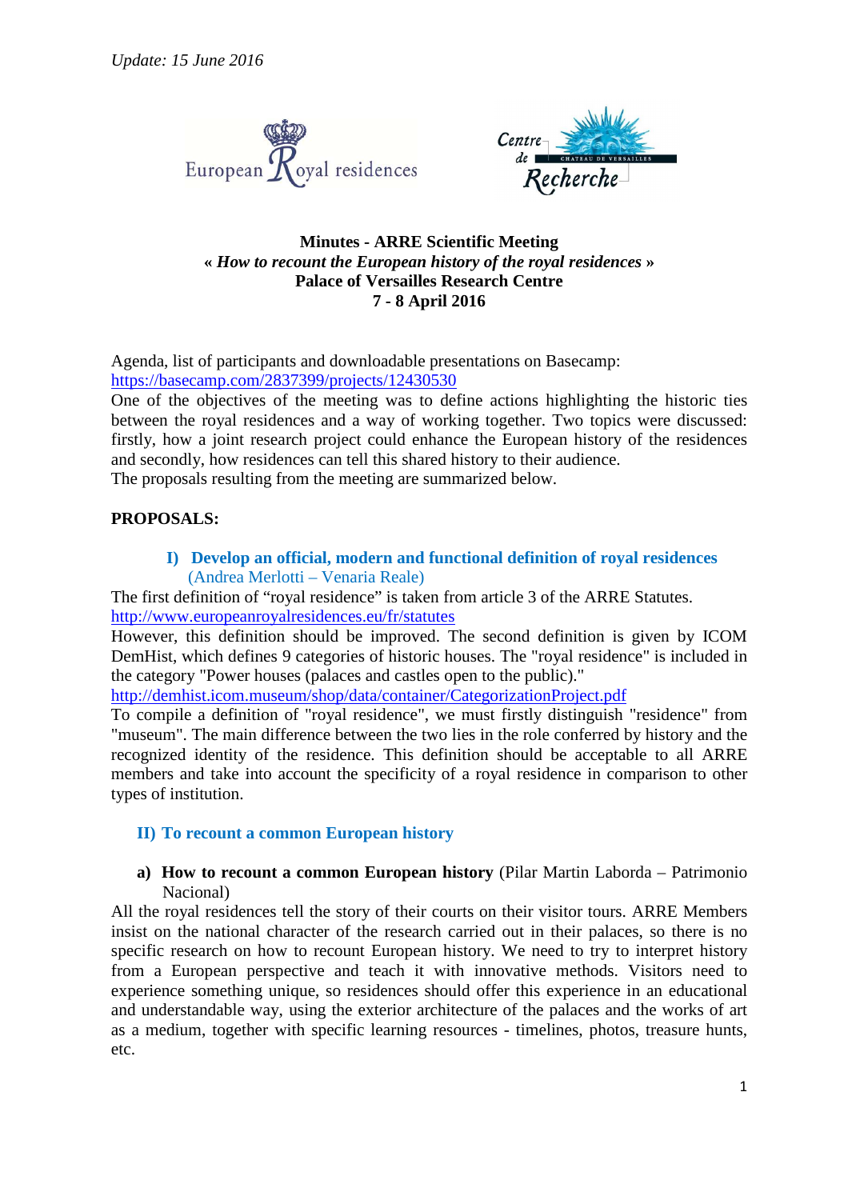*Update: 15 June 2016*

European Royal residences

Centre de Recherche – Château de Versailles

**Minutes - ARRE Scientific Meeting**
**« *How to recount the European history of the royal residences* »**
**Palace of Versailles Research Centre**
**7 - 8 April 2016**

Agenda, list of participants and downloadable presentations on Basecamp:
https://basecamp.com/2837399/projects/12430530
One of the objectives of the meeting was to define actions highlighting the historic ties between the royal residences and a way of working together. Two topics were discussed: firstly, how a joint research project could enhance the European history of the residences and secondly, how residences can tell this shared history to their audience.
The proposals resulting from the meeting are summarized below.

**PROPOSALS:**

## I) Develop an official, modern and functional definition of royal residences

(Andrea Merlotti – Venaria Reale)

The first definition of "royal residence" is taken from article 3 of the ARRE Statutes.
http://www.europeanroyalresidences.eu/fr/statutes
However, this definition should be improved. The second definition is given by ICOM DemHist, which defines 9 categories of historic houses. The "royal residence" is included in the category "Power houses (palaces and castles open to the public)."
http://demhist.icom.museum/shop/data/container/CategorizationProject.pdf
To compile a definition of "royal residence", we must firstly distinguish "residence" from "museum". The main difference between the two lies in the role conferred by history and the recognized identity of the residence. This definition should be acceptable to all ARRE members and take into account the specificity of a royal residence in comparison to other types of institution.

## II) To recount a common European history

**a) How to recount a common European history** (Pilar Martin Laborda – Patrimonio Nacional)

All the royal residences tell the story of their courts on their visitor tours. ARRE Members insist on the national character of the research carried out in their palaces, so there is no specific research on how to recount European history. We need to try to interpret history from a European perspective and teach it with innovative methods. Visitors need to experience something unique, so residences should offer this experience in an educational and understandable way, using the exterior architecture of the palaces and the works of art as a medium, together with specific learning resources - timelines, photos, treasure hunts, etc.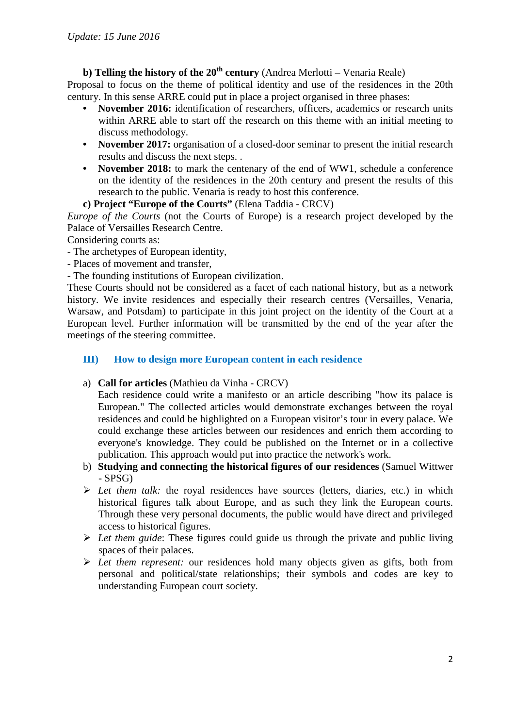*Update: 15 June 2016*

**b) Telling the history of the 20th century** (Andrea Merlotti – Venaria Reale)

Proposal to focus on the theme of political identity and use of the residences in the 20th century. In this sense ARRE could put in place a project organised in three phases:

- **November 2016:** identification of researchers, officers, academics or research units within ARRE able to start off the research on this theme with an initial meeting to discuss methodology.
- **November 2017:** organisation of a closed-door seminar to present the initial research results and discuss the next steps. .
- **November 2018:** to mark the centenary of the end of WW1, schedule a conference on the identity of the residences in the 20th century and present the results of this research to the public. Venaria is ready to host this conference.

**c) Project "Europe of the Courts"** (Elena Taddia - CRCV)

*Europe of the Courts* (not the Courts of Europe) is a research project developed by the Palace of Versailles Research Centre.

Considering courts as:

- The archetypes of European identity,
- Places of movement and transfer,
- The founding institutions of European civilization.

These Courts should not be considered as a facet of each national history, but as a network history. We invite residences and especially their research centres (Versailles, Venaria, Warsaw, and Potsdam) to participate in this joint project on the identity of the Court at a European level. Further information will be transmitted by the end of the year after the meetings of the steering committee.

## III) How to design more European content in each residence

a) **Call for articles** (Mathieu da Vinha - CRCV)
Each residence could write a manifesto or an article describing "how its palace is European." The collected articles would demonstrate exchanges between the royal residences and could be highlighted on a European visitor's tour in every palace. We could exchange these articles between our residences and enrich them according to everyone's knowledge. They could be published on the Internet or in a collective publication. This approach would put into practice the network's work.

b) **Studying and connecting the historical figures of our residences** (Samuel Wittwer - SPSG)

- *Let them talk:* the royal residences have sources (letters, diaries, etc.) in which historical figures talk about Europe, and as such they link the European courts. Through these very personal documents, the public would have direct and privileged access to historical figures.
- *Let them guide*: These figures could guide us through the private and public living spaces of their palaces.
- *Let them represent:* our residences hold many objects given as gifts, both from personal and political/state relationships; their symbols and codes are key to understanding European court society.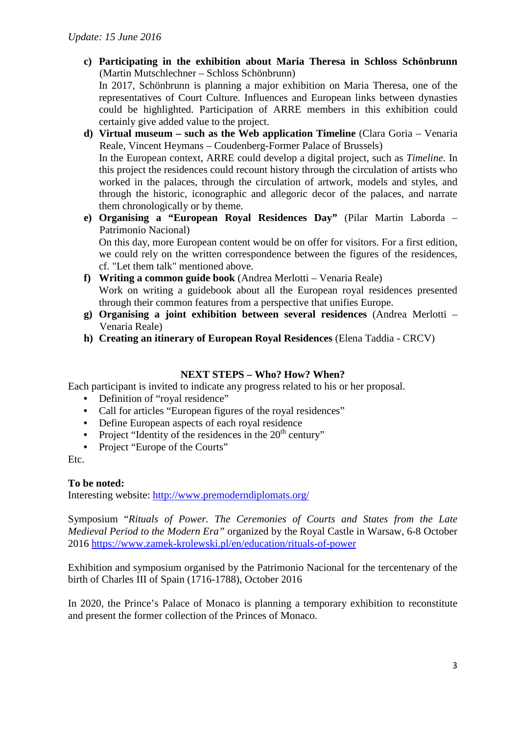*Update: 15 June 2016*

c) **Participating in the exhibition about Maria Theresa in Schloss Schönbrunn** (Martin Mutschlechner – Schloss Schönbrunn)
In 2017, Schönbrunn is planning a major exhibition on Maria Theresa, one of the representatives of Court Culture. Influences and European links between dynasties could be highlighted. Participation of ARRE members in this exhibition could certainly give added value to the project.

d) **Virtual museum – such as the Web application Timeline** (Clara Goria – Venaria Reale, Vincent Heymans – Coudenberg-Former Palace of Brussels)
In the European context, ARRE could develop a digital project, such as *Timeline*. In this project the residences could recount history through the circulation of artists who worked in the palaces, through the circulation of artwork, models and styles, and through the historic, iconographic and allegoric decor of the palaces, and narrate them chronologically or by theme.

e) **Organising a "European Royal Residences Day"** (Pilar Martin Laborda – Patrimonio Nacional)
On this day, more European content would be on offer for visitors. For a first edition, we could rely on the written correspondence between the figures of the residences, cf. "Let them talk" mentioned above.

f) **Writing a common guide book** (Andrea Merlotti – Venaria Reale)
Work on writing a guidebook about all the European royal residences presented through their common features from a perspective that unifies Europe.

g) **Organising a joint exhibition between several residences** (Andrea Merlotti – Venaria Reale)

h) **Creating an itinerary of European Royal Residences** (Elena Taddia - CRCV)

## NEXT STEPS – Who? How? When?

Each participant is invited to indicate any progress related to his or her proposal.

- Definition of "royal residence"
- Call for articles "European figures of the royal residences"
- Define European aspects of each royal residence
- Project "Identity of the residences in the 20th century"
- Project "Europe of the Courts"

Etc.

**To be noted:**
Interesting website: http://www.premoderndiplomats.org/

Symposium *"Rituals of Power. The Ceremonies of Courts and States from the Late Medieval Period to the Modern Era"* organized by the Royal Castle in Warsaw, 6-8 October 2016 https://www.zamek-krolewski.pl/en/education/rituals-of-power

Exhibition and symposium organised by the Patrimonio Nacional for the tercentenary of the birth of Charles III of Spain (1716-1788), October 2016

In 2020, the Prince's Palace of Monaco is planning a temporary exhibition to reconstitute and present the former collection of the Princes of Monaco.